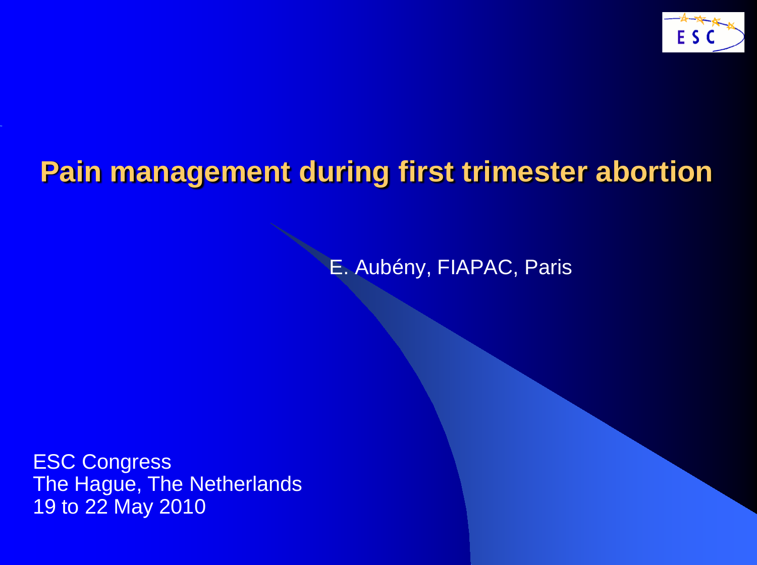# Pain management during first trimester abortion

E. Aubény, FIAPAC, Paris

ESC Congress
The Hague, The Netherlands
19 to 22 May 2010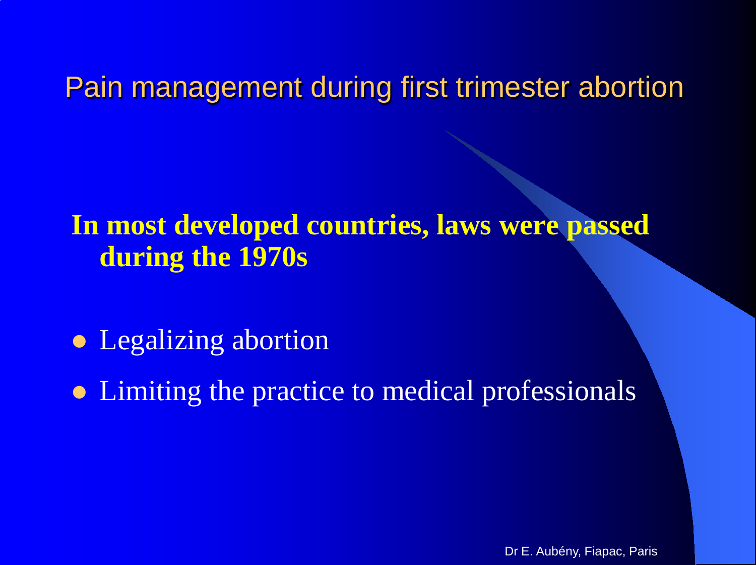# Pain management during first trimester abortion

**In most developed countries, laws were passed during the 1970s**

- Legalizing abortion
- Limiting the practice to medical professionals

Dr E. Aubény, Fiapac, Paris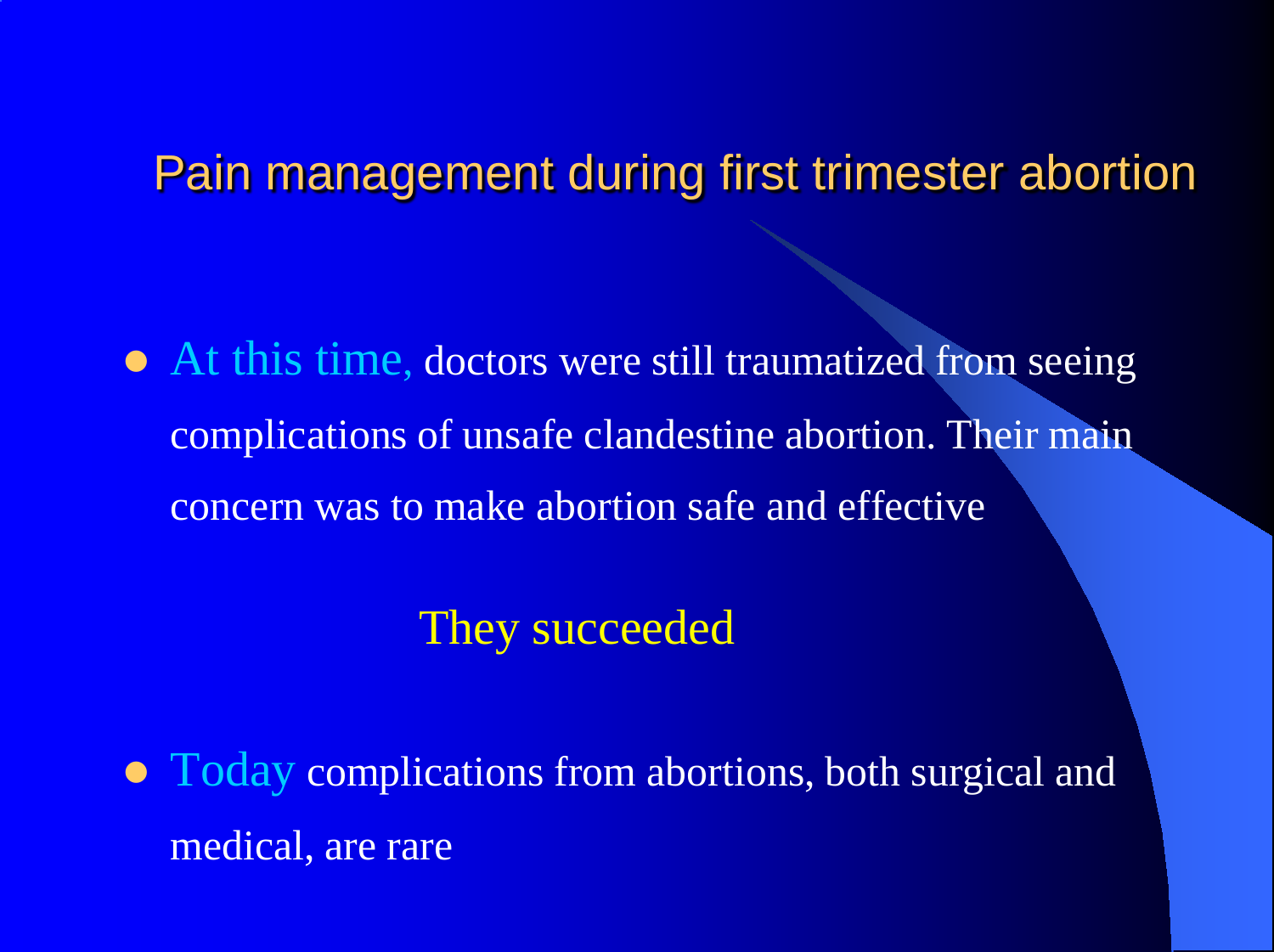# Pain management during first trimester abortion

- At this time, doctors were still traumatized from seeing complications of unsafe clandestine abortion. Their main concern was to make abortion safe and effective

They succeeded

- Today complications from abortions, both surgical and medical, are rare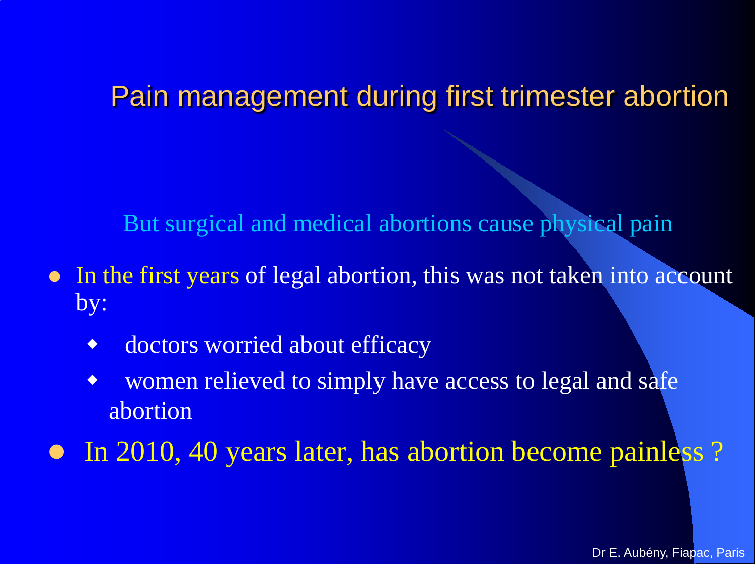# Pain management during first trimester abortion

But surgical and medical abortions cause physical pain

- In the first years of legal abortion, this was not taken into account by:
    - doctors worried about efficacy
    - women relieved to simply have access to legal and safe abortion
- In 2010, 40 years later, has abortion become painless ?

Dr E. Aubény, Fiapac, Paris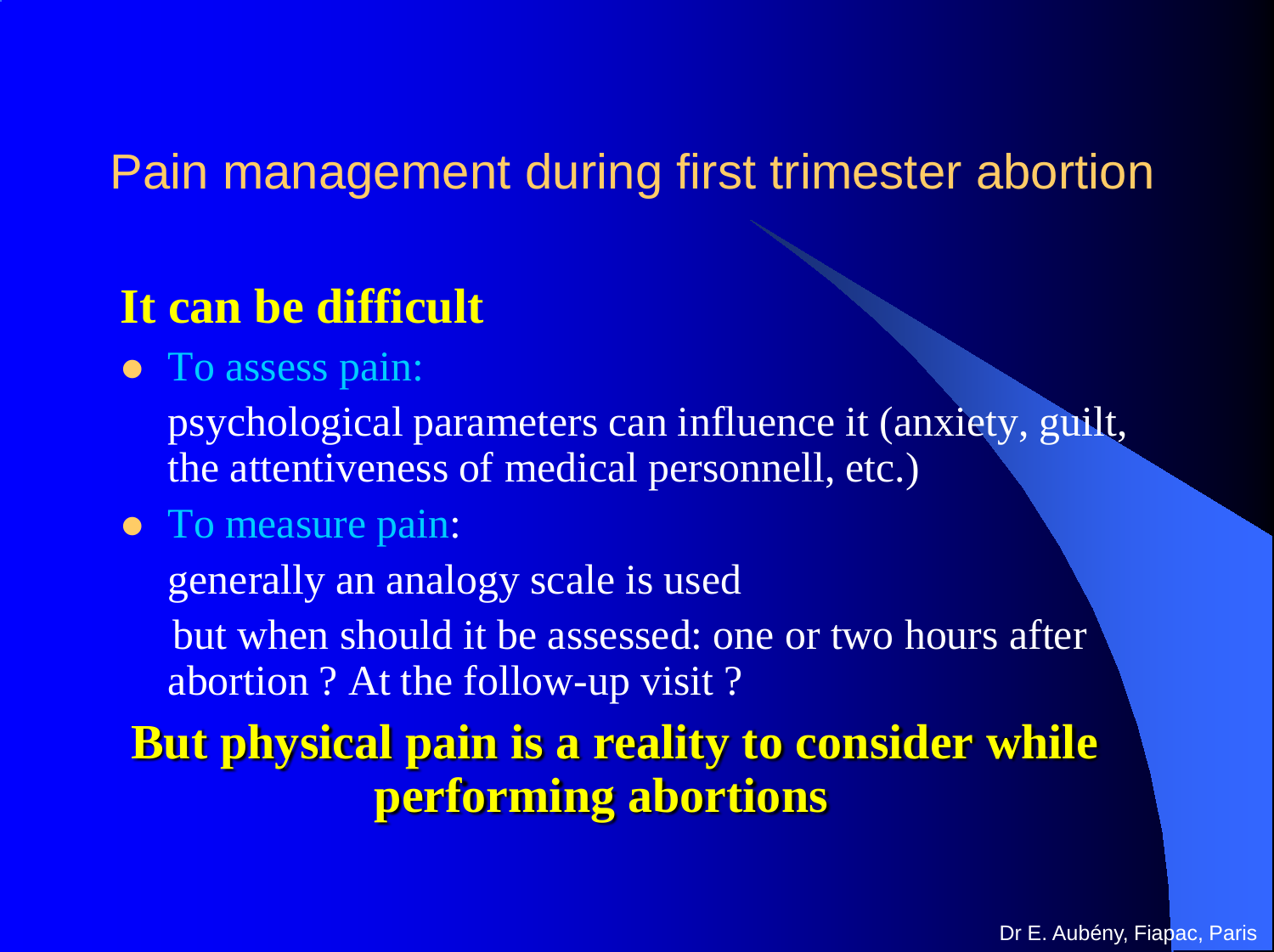# Pain management during first trimester abortion

**It can be difficult**

- To assess pain:

  psychological parameters can influence it (anxiety, guilt, the attentiveness of medical personnell, etc.)

- To measure pain:

  generally an analogy scale is used

  but when should it be assessed: one or two hours after abortion ? At the follow-up visit ?

**But physical pain is a reality to consider while performing abortions**

Dr E. Aubény, Fiapac, Paris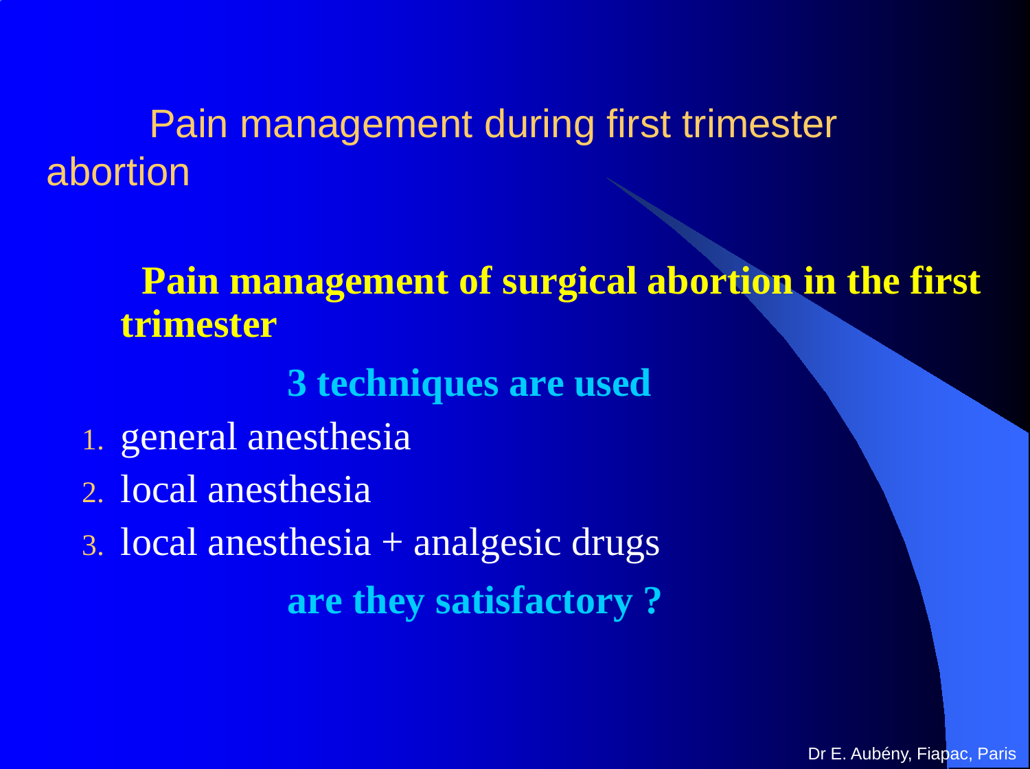# Pain management during first trimester abortion

## Pain management of surgical abortion in the first trimester

**3 techniques are used**

1. general anesthesia
2. local anesthesia
3. local anesthesia + analgesic drugs

**are they satisfactory ?**

Dr E. Aubény, Fiapac, Paris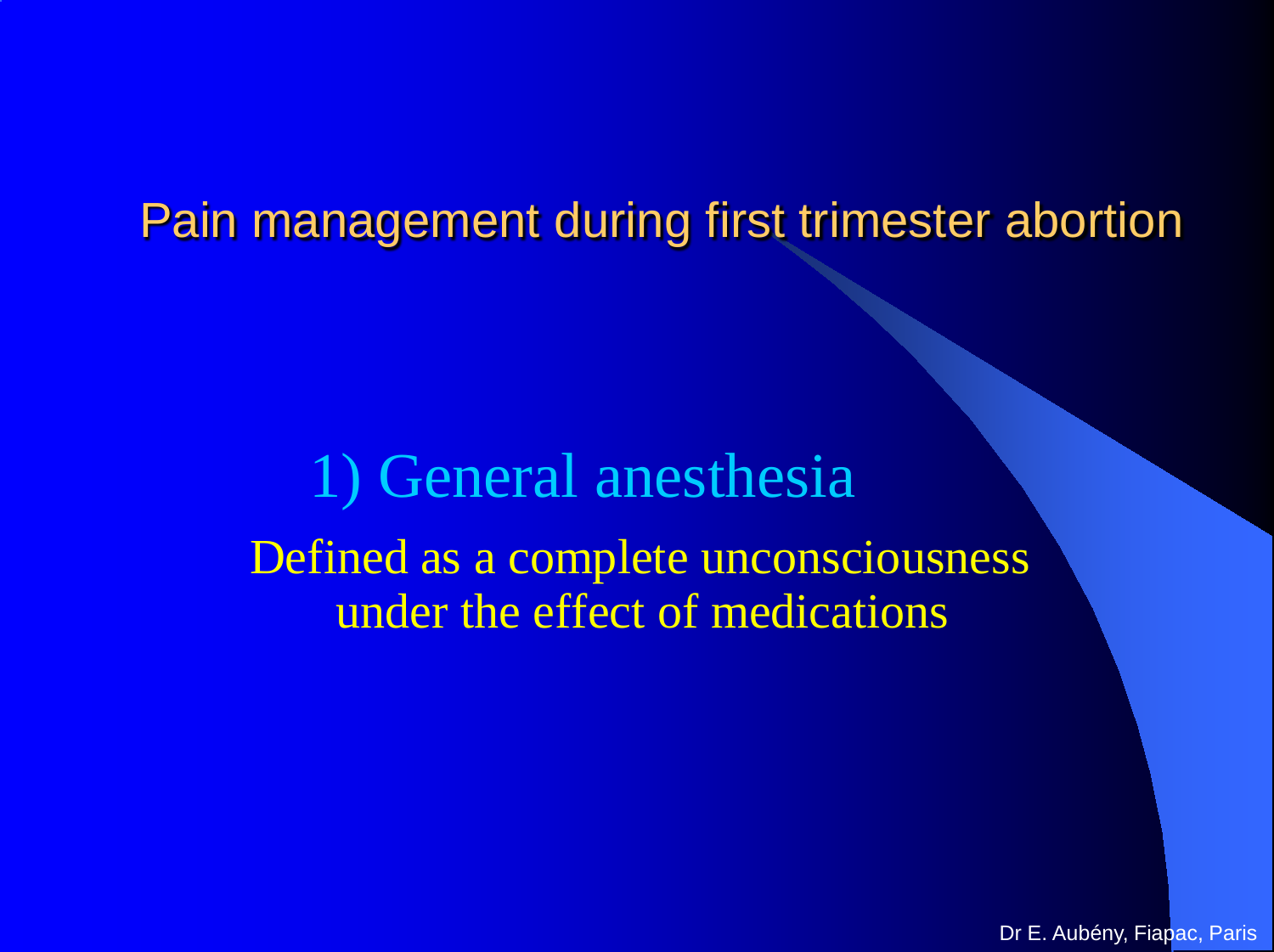# Pain management during first trimester abortion

## 1) General anesthesia

Defined as a complete unconsciousness under the effect of medications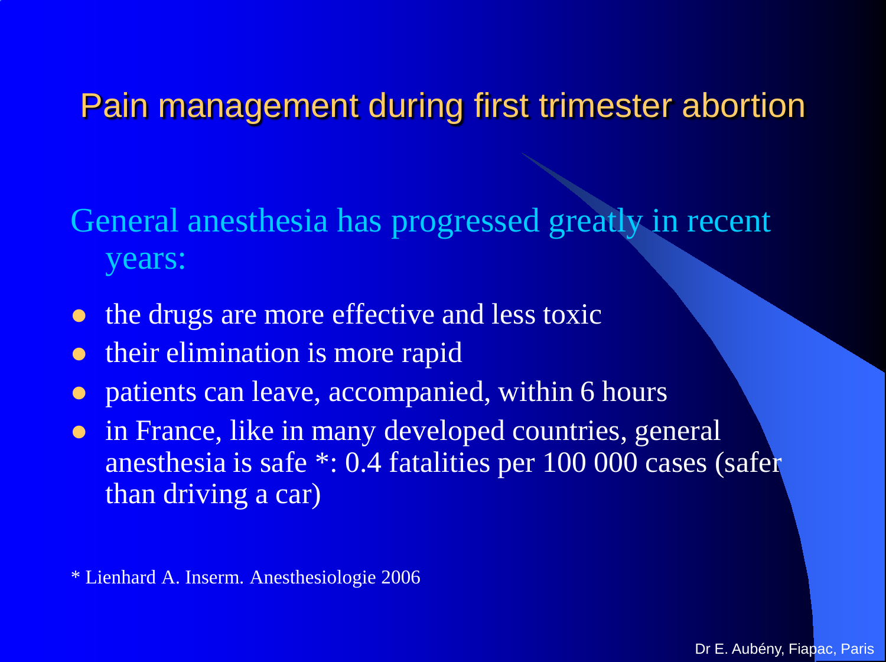# Pain management during first trimester abortion

General anesthesia has progressed greatly in recent years:

- the drugs are more effective and less toxic
- their elimination is more rapid
- patients can leave, accompanied, within 6 hours
- in France, like in many developed countries, general anesthesia is safe *: 0.4 fatalities per 100 000 cases (safer than driving a car)

* Lienhard A. Inserm. Anesthesiologie 2006

Dr E. Aubény, Fiapac, Paris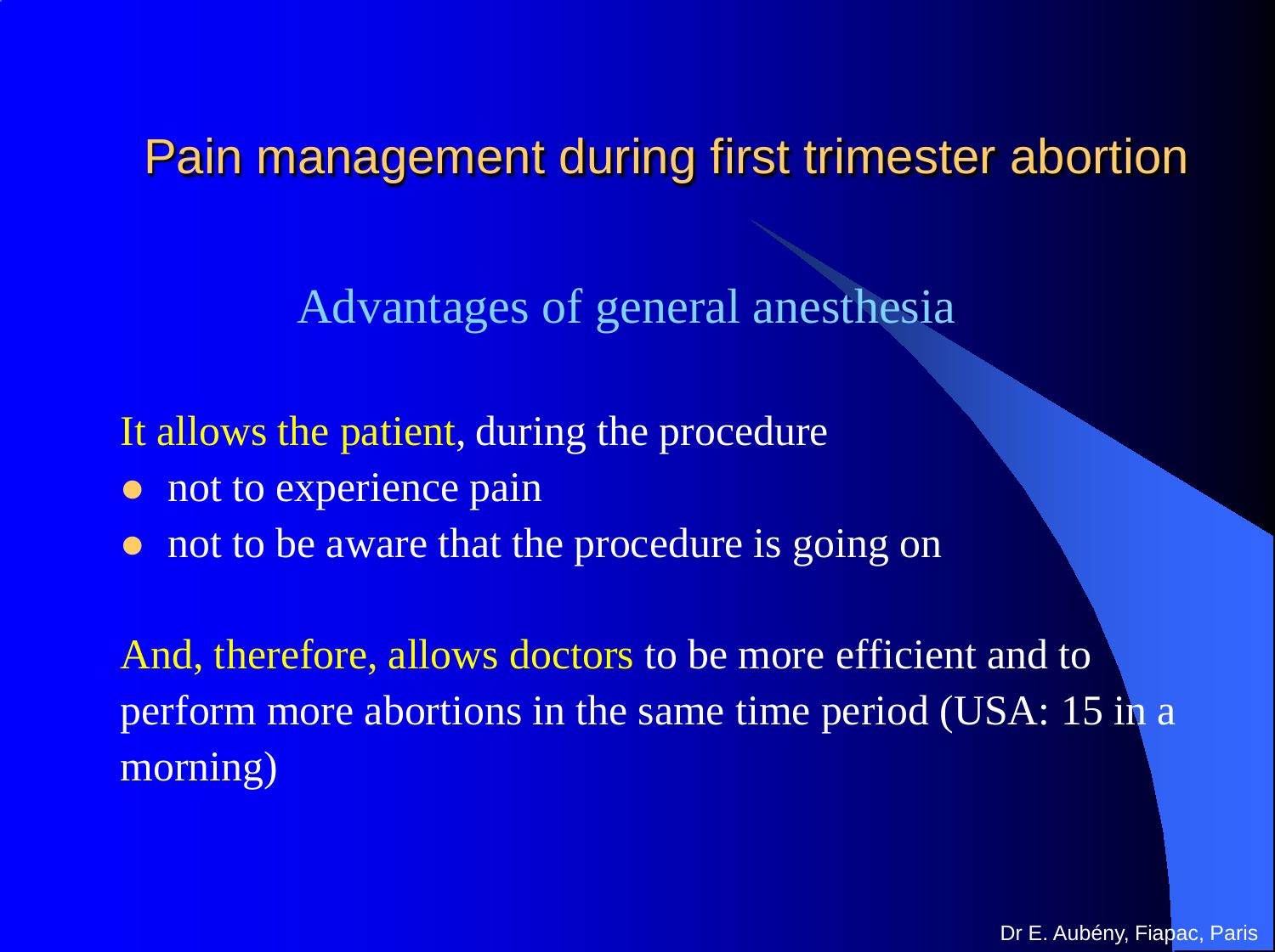# Pain management during first trimester abortion

## Advantages of general anesthesia

It allows the patient, during the procedure

- not to experience pain
- not to be aware that the procedure is going on

And, therefore, allows doctors to be more efficient and to perform more abortions in the same time period (USA: 15 in a morning)

Dr E. Aubény, Fiapac, Paris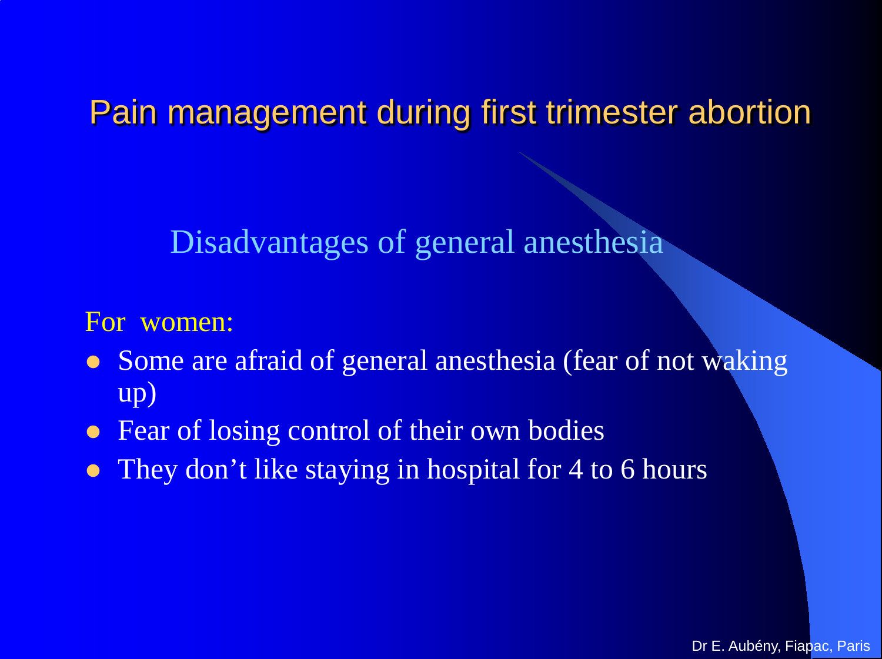# Pain management during first trimester abortion

## Disadvantages of general anesthesia

For women:

- Some are afraid of general anesthesia (fear of not waking up)
- Fear of losing control of their own bodies
- They don't like staying in hospital for 4 to 6 hours

Dr E. Aubény, Fiapac, Paris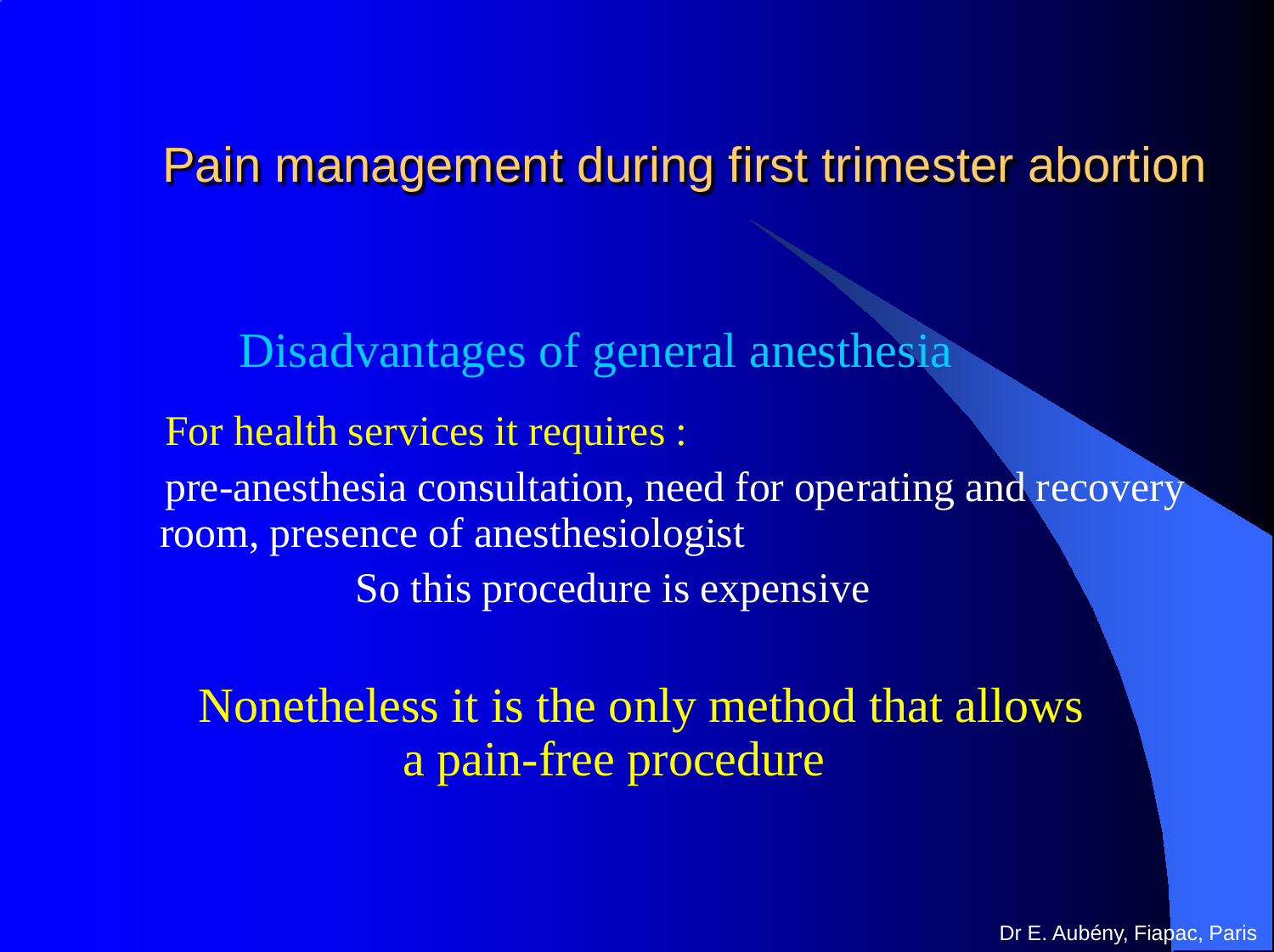# Pain management during first trimester abortion

## Disadvantages of general anesthesia

For health services it requires :

pre-anesthesia consultation, need for operating and recovery room, presence of anesthesiologist

So this procedure is expensive

Nonetheless it is the only method that allows a pain-free procedure

Dr E. Aubény, Fiapac, Paris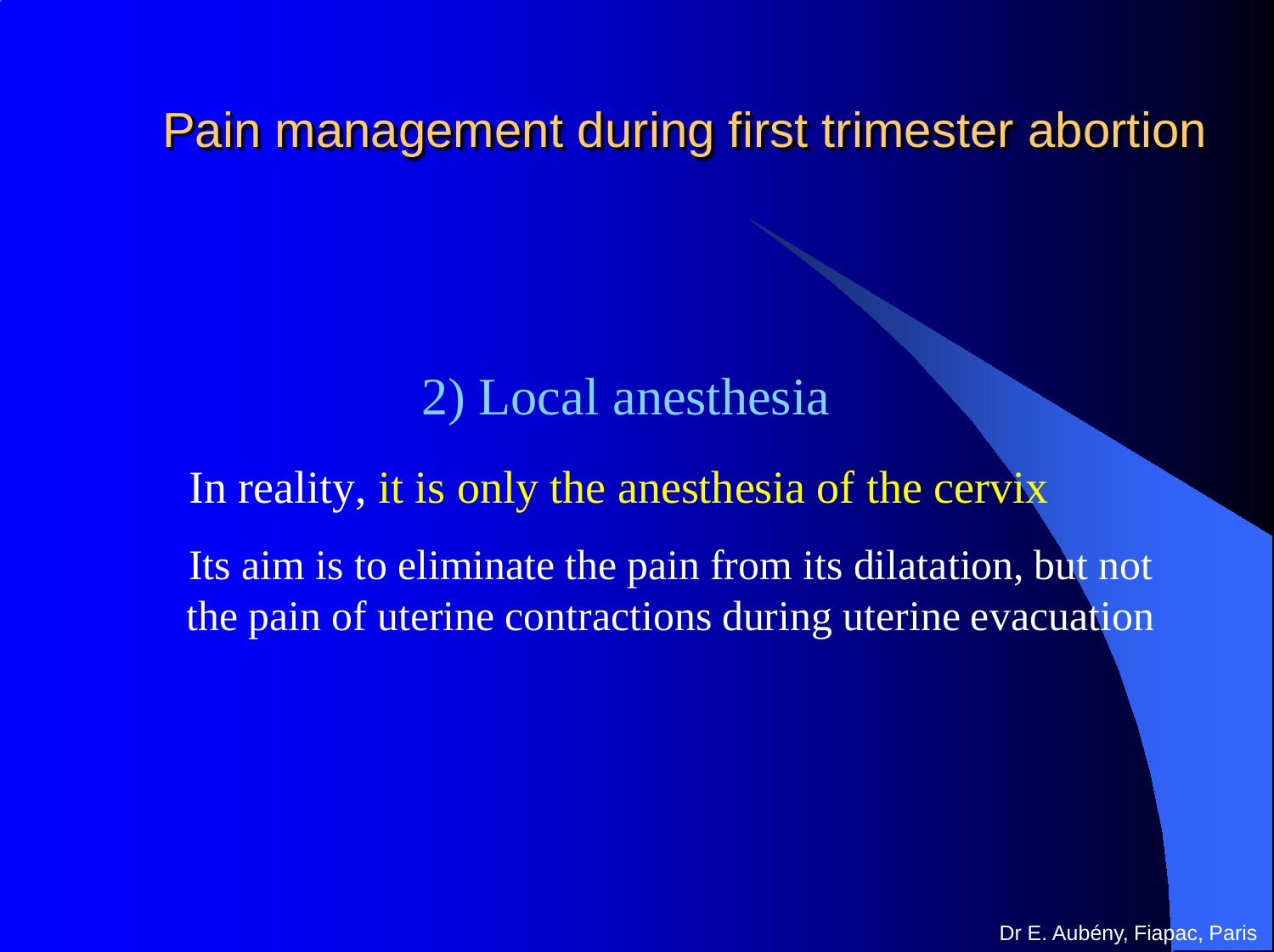# Pain management during first trimester abortion

## 2) Local anesthesia

In reality, it is only the anesthesia of the cervix

Its aim is to eliminate the pain from its dilatation, but not the pain of uterine contractions during uterine evacuation

Dr E. Aubény, Fiapac, Paris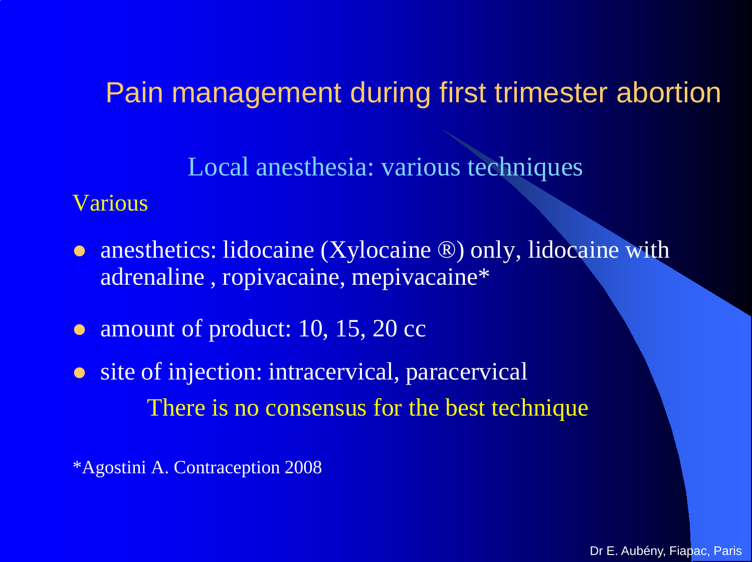# Pain management during first trimester abortion

## Local anesthesia: various techniques

Various

- anesthetics: lidocaine (Xylocaine ®) only, lidocaine with adrenaline , ropivacaine, mepivacaine*
- amount of product: 10, 15, 20 cc
- site of injection: intracervical, paracervical

There is no consensus for the best technique

*Agostini A. Contraception 2008

Dr E. Aubény, Fiapac, Paris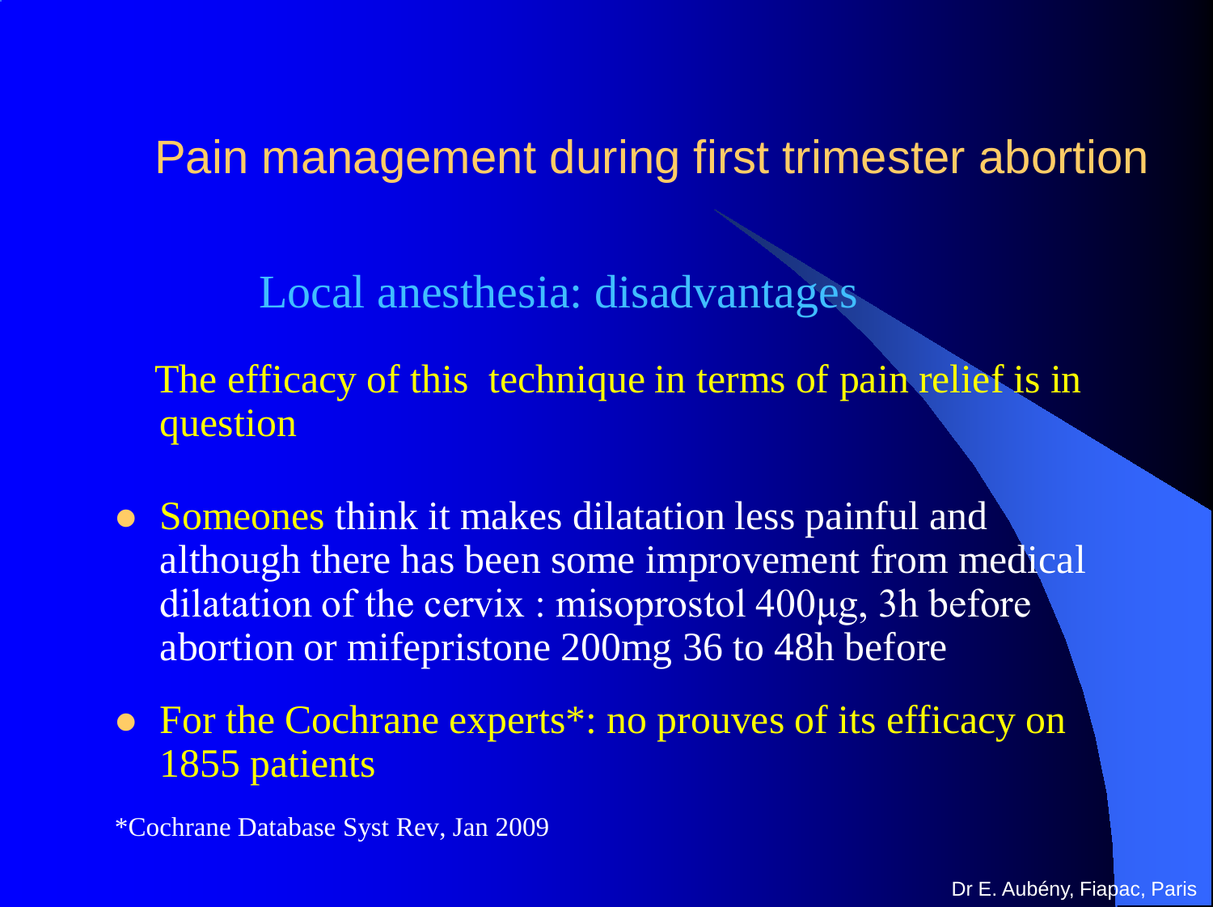# Pain management during first trimester abortion

## Local anesthesia: disadvantages

The efficacy of this technique in terms of pain relief is in question

- Someones think it makes dilatation less painful and although there has been some improvement from medical dilatation of the cervix : misoprostol 400µg, 3h before abortion or mifepristone 200mg 36 to 48h before
- For the Cochrane experts*: no prouves of its efficacy on 1855 patients

*Cochrane Database Syst Rev, Jan 2009

Dr E. Aubény, Fiapac, Paris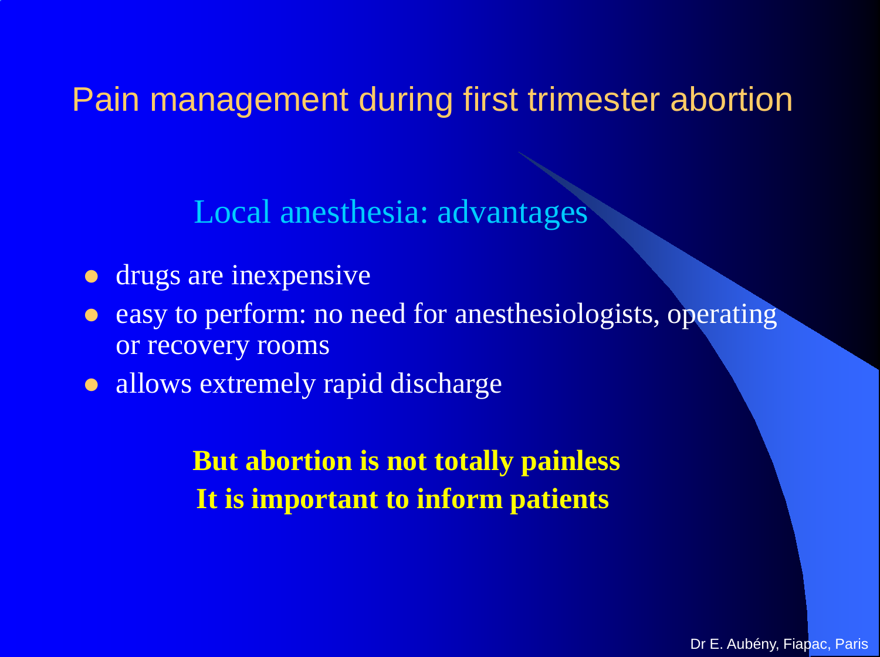# Pain management during first trimester abortion

## Local anesthesia: advantages

- drugs are inexpensive
- easy to perform: no need for anesthesiologists, operating or recovery rooms
- allows extremely rapid discharge

**But abortion is not totally painless**
**It is important to inform patients**

Dr E. Aubény, Fiapac, Paris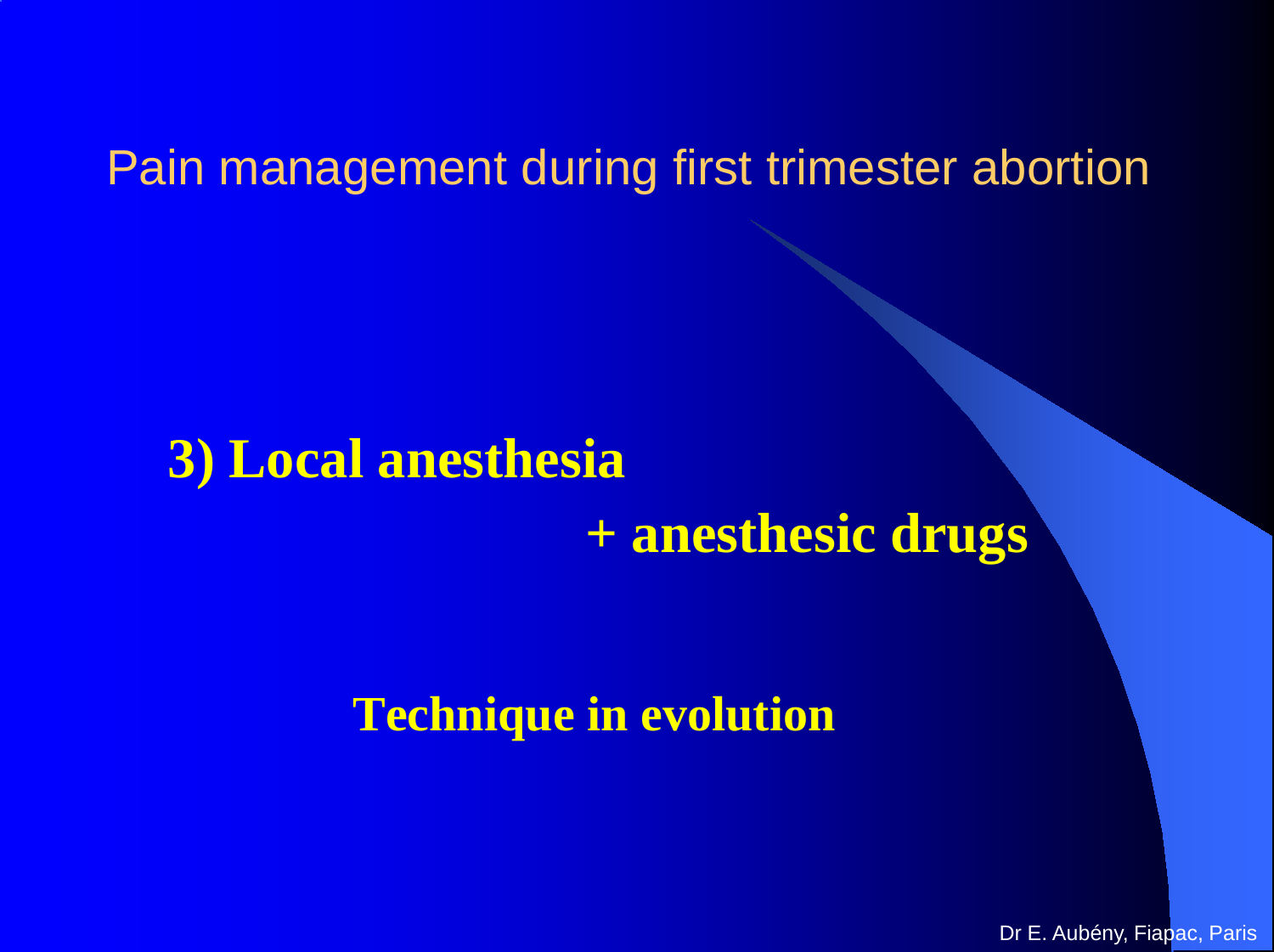# Pain management during first trimester abortion

## 3) Local anesthesia

## + anesthesic drugs

**Technique in evolution**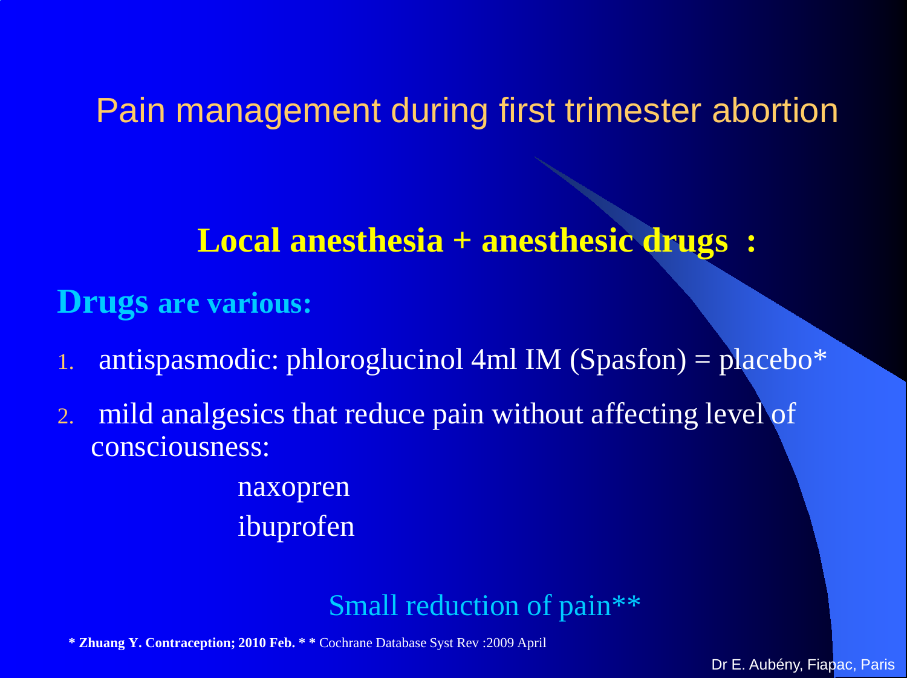# Pain management during first trimester abortion

## Local anesthesia + anesthesic drugs :

**Drugs are various:**

1. antispasmodic: phloroglucinol 4ml IM (Spasfon) = placebo*
2. mild analgesics that reduce pain without affecting level of consciousness:

   naxopren
   ibuprofen

Small reduction of pain**

**\* Zhuang Y. Contraception; 2010 Feb. \* \*** Cochrane Database Syst Rev :2009 April

Dr E. Aubény, Fiapac, Paris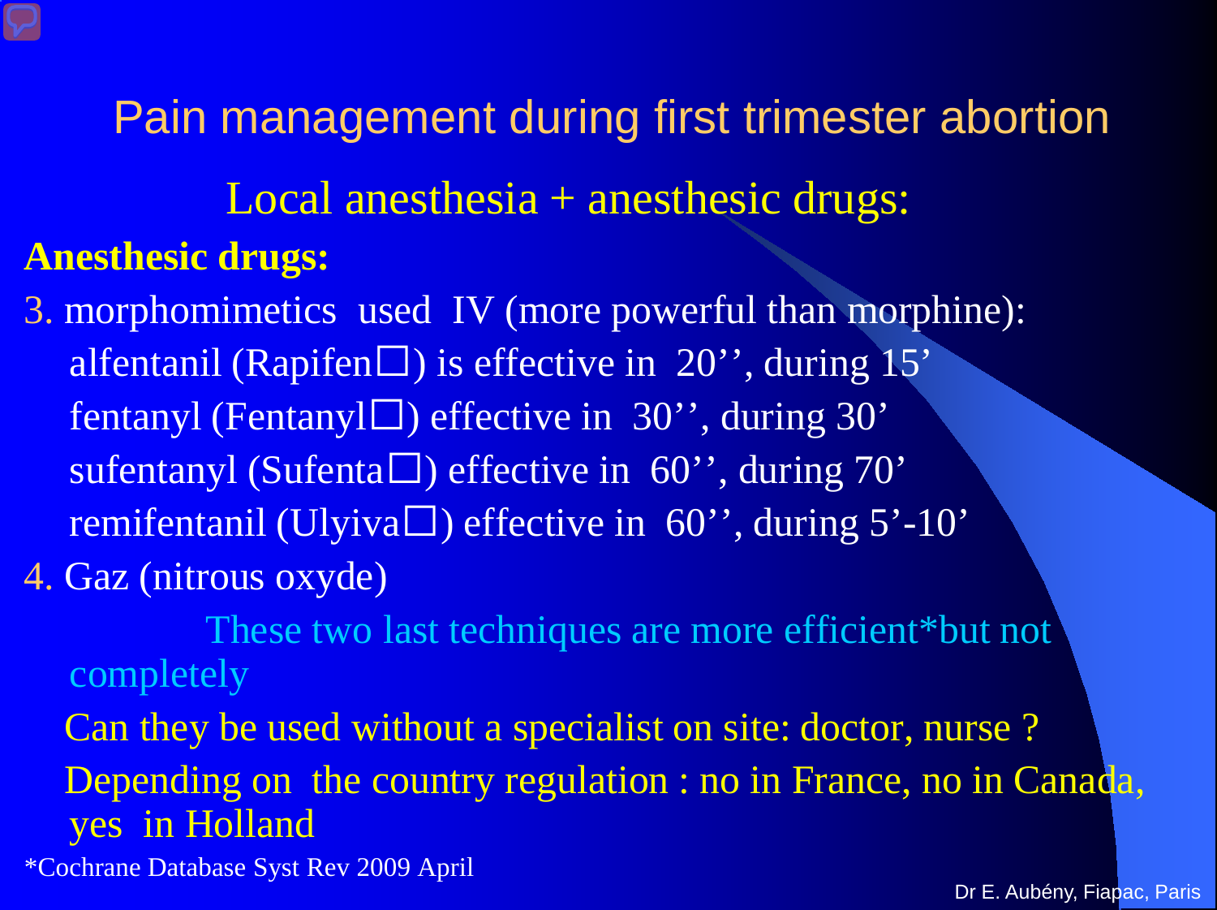# Pain management during first trimester abortion

## Local anesthesia + anesthesic drugs:

**Anesthesic drugs:**

3. morphomimetics used IV (more powerful than morphine):
   - alfentanil (Rapifen☐) is effective in 20'', during 15'
   - fentanyl (Fentanyl☐) effective in 30'', during 30'
   - sufentanyl (Sufenta☐) effective in 60'', during 70'
   - remifentanil (Ulyiva☐) effective in 60'', during 5'-10'
4. Gaz (nitrous oxyde)

These two last techniques are more efficient*but not completely

Can they be used without a specialist on site: doctor, nurse ?

Depending on the country regulation : no in France, no in Canada, yes in Holland

*Cochrane Database Syst Rev 2009 April

Dr E. Aubény, Fiapac, Paris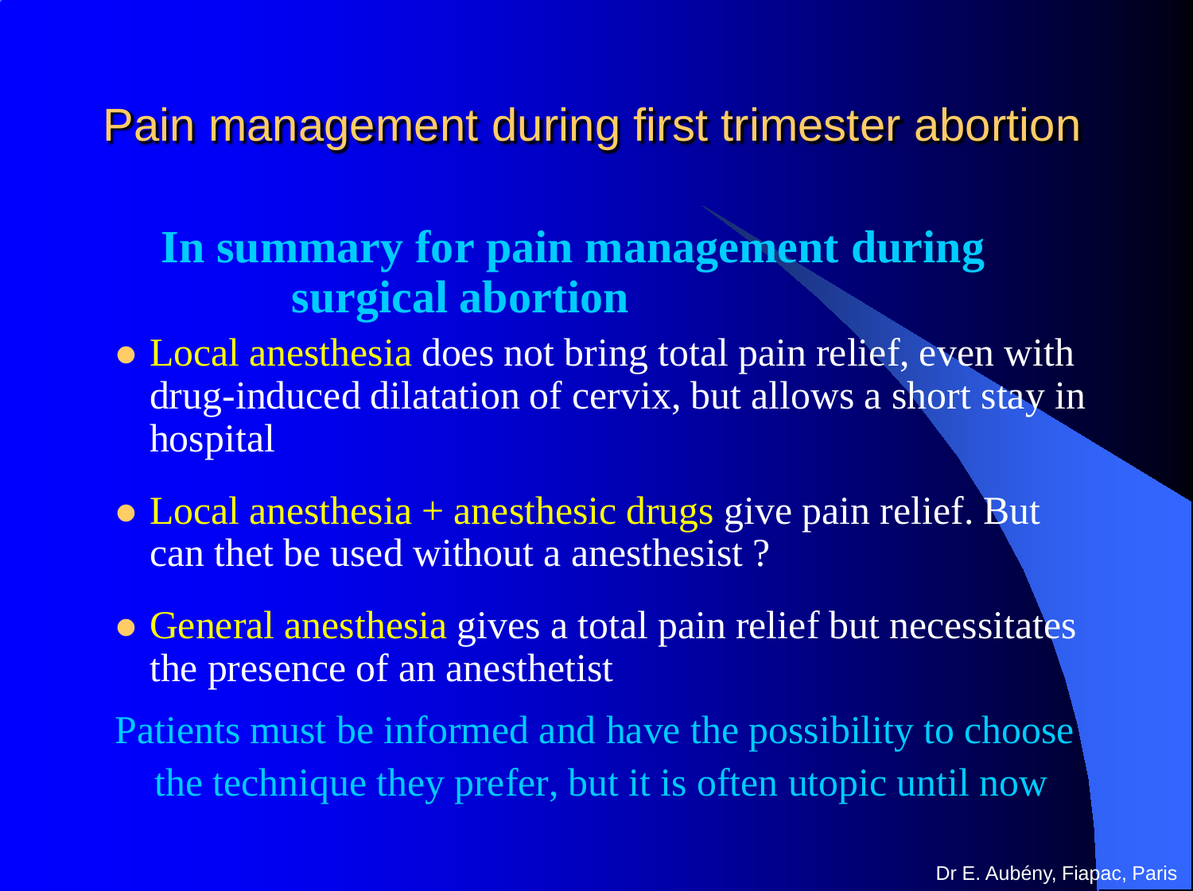# Pain management during first trimester abortion

## In summary for pain management during surgical abortion

- Local anesthesia does not bring total pain relief, even with drug-induced dilatation of cervix, but allows a short stay in hospital
- Local anesthesia + anesthesic drugs give pain relief. But can thet be used without a anesthesist ?
- General anesthesia gives a total pain relief but necessitates the presence of an anesthetist

Patients must be informed and have the possibility to choose the technique they prefer, but it is often utopic until now

Dr E. Aubény, Fiapac, Paris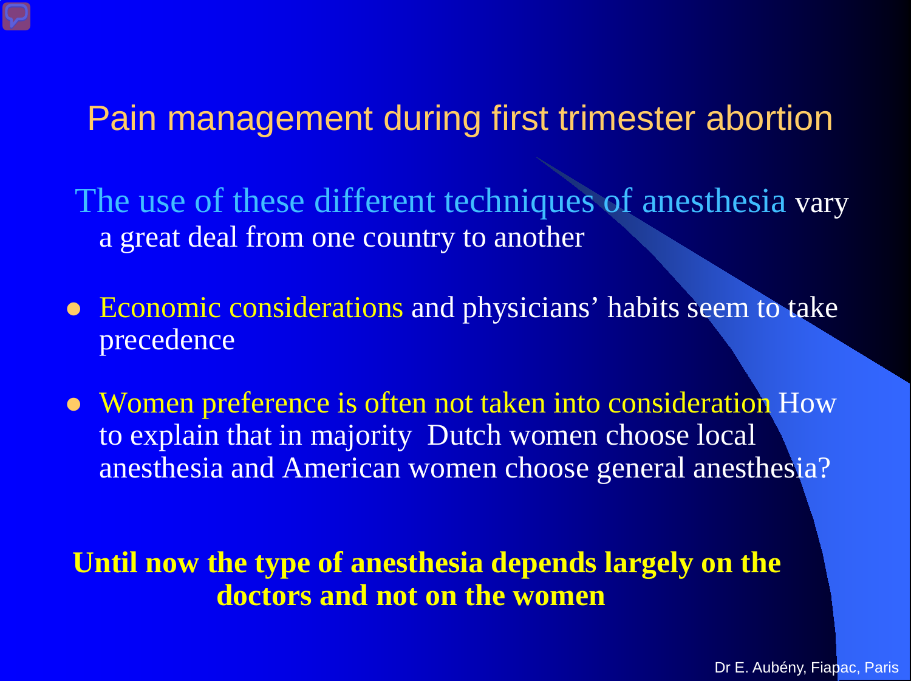# Pain management during first trimester abortion

The use of these different techniques of anesthesia vary a great deal from one country to another

- Economic considerations and physicians' habits seem to take precedence
- Women preference is often not taken into consideration How to explain that in majority  Dutch women choose local anesthesia and American women choose general anesthesia?

**Until now the type of anesthesia depends largely on the doctors and not on the women**

Dr E. Aubény, Fiapac, Paris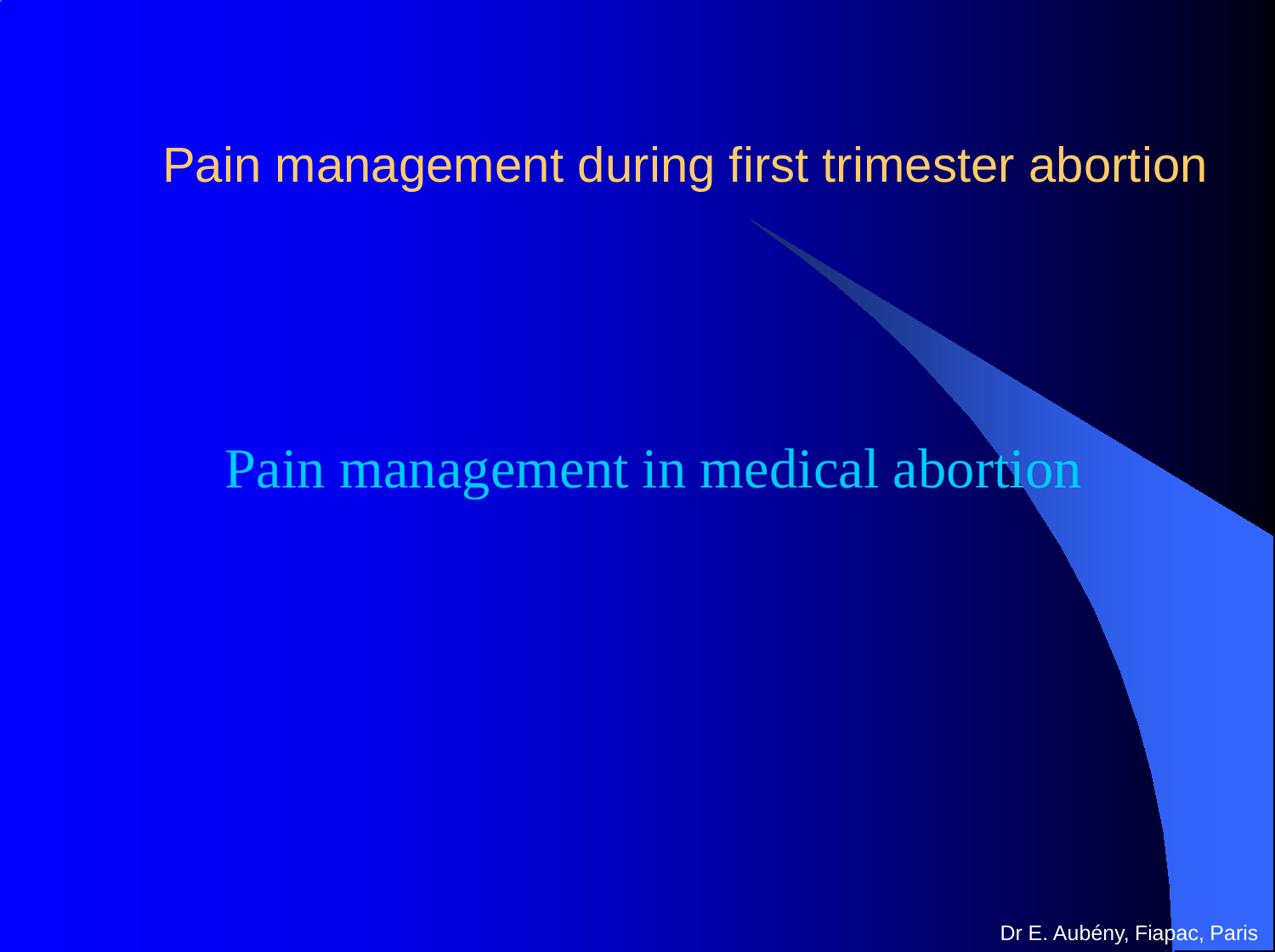# Pain management during first trimester abortion

## Pain management in medical abortion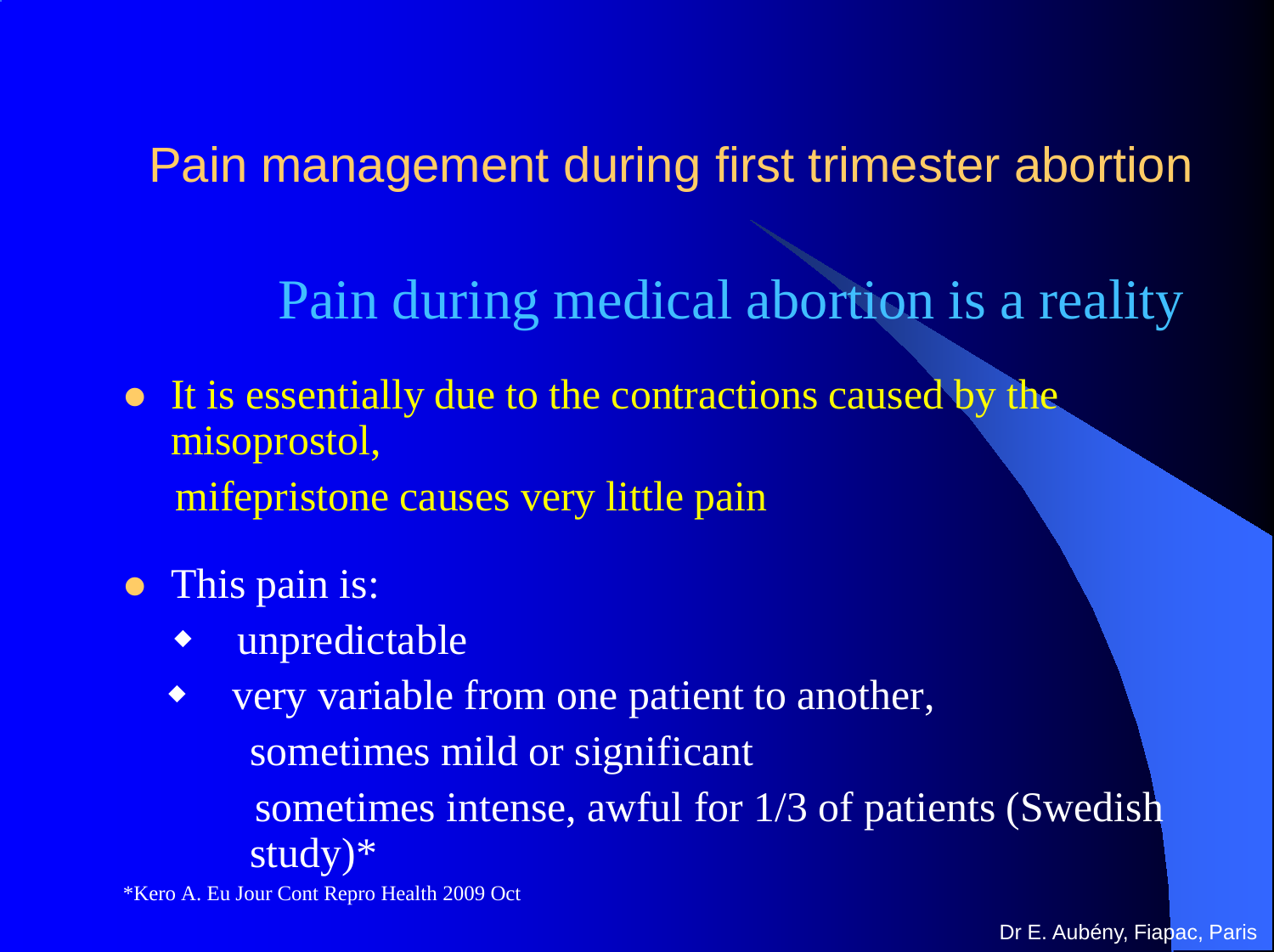# Pain management during first trimester abortion

## Pain during medical abortion is a reality

- It is essentially due to the contractions caused by the misoprostol,

  mifepristone causes very little pain

- This pain is:
  - unpredictable
  - very variable from one patient to another,

    sometimes mild or significant

    sometimes intense, awful for 1/3 of patients (Swedish study)*

*Kero A. Eu Jour Cont Repro Health 2009 Oct

Dr E. Aubény, Fiapac, Paris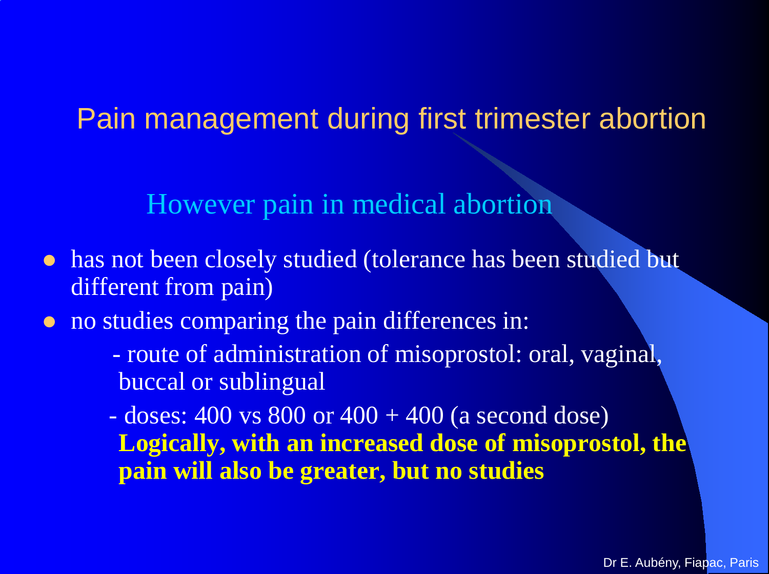# Pain management during first trimester abortion

## However pain in medical abortion

- has not been closely studied (tolerance has been studied but different from pain)
- no studies comparing the pain differences in:
  - route of administration of misoprostol: oral, vaginal, buccal or sublingual
  - doses: 400 vs 800 or 400 + 400 (a second dose)

    **Logically, with an increased dose of misoprostol, the pain will also be greater, but no studies**

Dr E. Aubény, Fiapac, Paris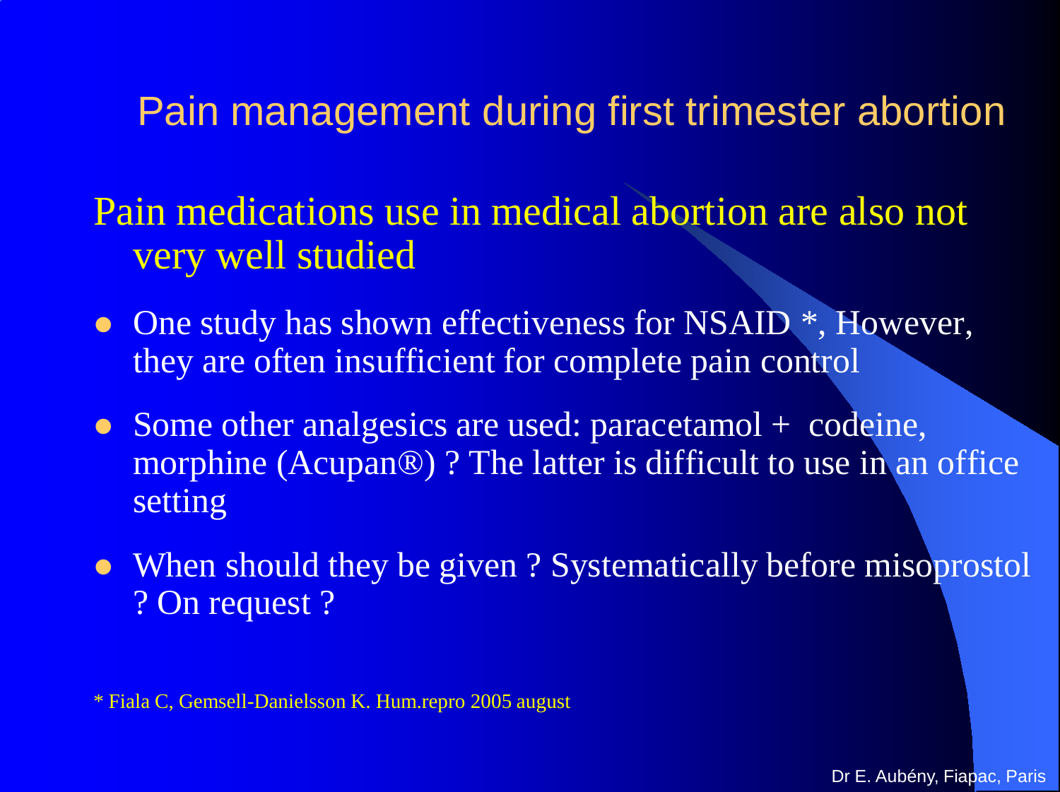## Pain management during first trimester abortion

Pain medications use in medical abortion are also not very well studied

- One study has shown effectiveness for NSAID *, However, they are often insufficient for complete pain control
- Some other analgesics are used: paracetamol + codeine, morphine (Acupan®) ? The latter is difficult to use in an office setting
- When should they be given ? Systematically before misoprostol ? On request ?

* Fiala C, Gemsell-Danielsson K. Hum.repro 2005 august

Dr E. Aubény, Fiapac, Paris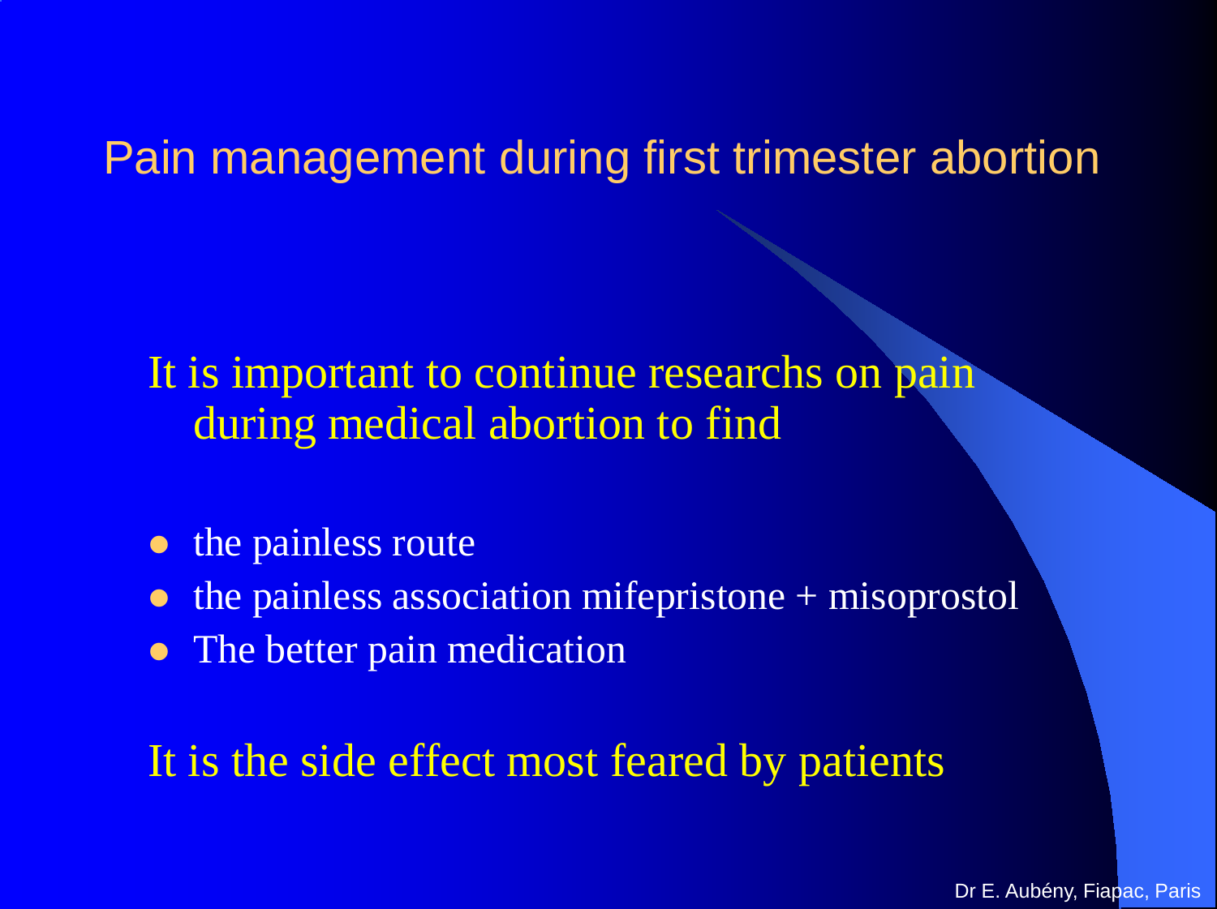# Pain management during first trimester abortion

It is important to continue researchs on pain during medical abortion to find

- the painless route
- the painless association mifepristone + misoprostol
- The better pain medication

It is the side effect most feared by patients

Dr E. Aubény, Fiapac, Paris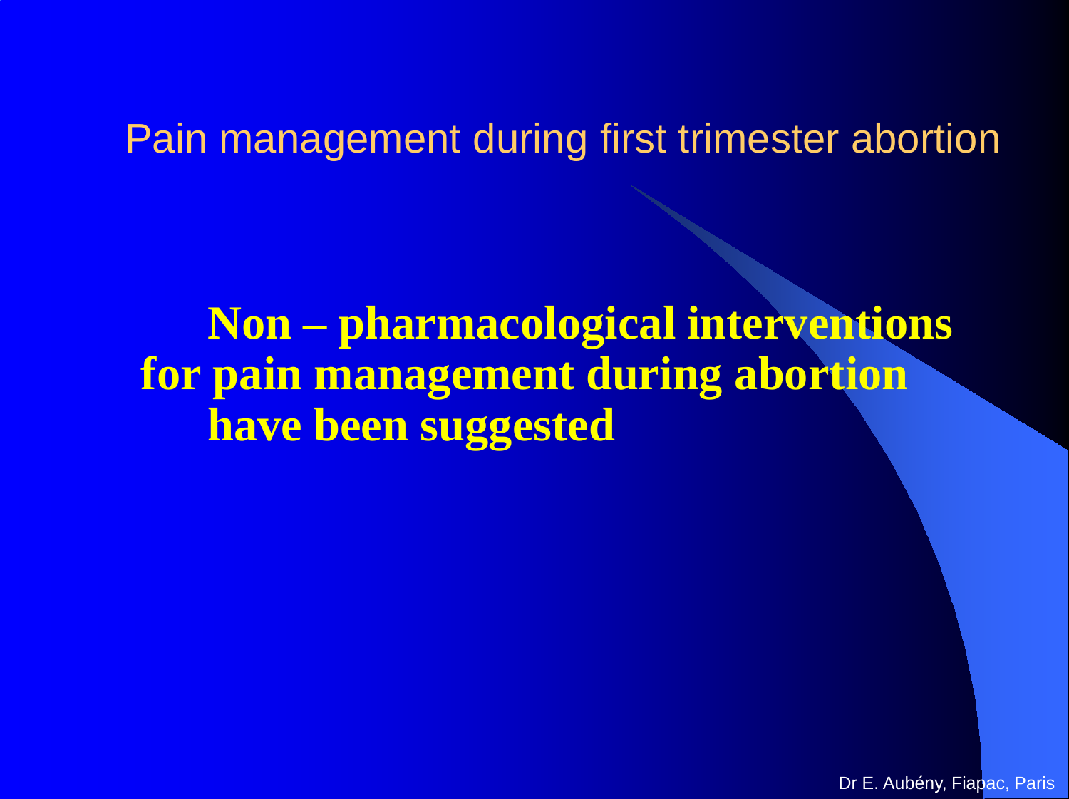## Pain management during first trimester abortion

**Non – pharmacological interventions for pain management during abortion have been suggested**

Dr E. Aubény, Fiapac, Paris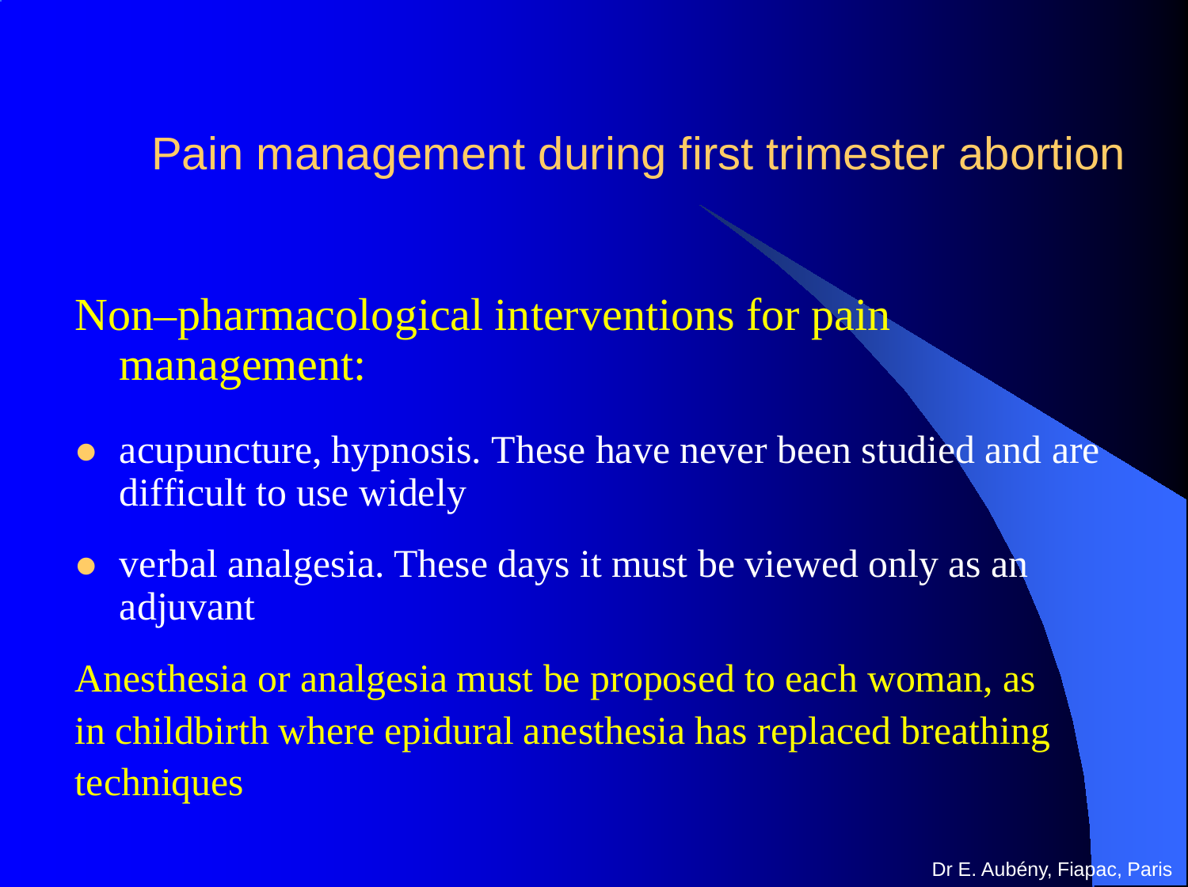# Pain management during first trimester abortion

Non–pharmacological interventions for pain management:

- acupuncture, hypnosis. These have never been studied and are difficult to use widely
- verbal analgesia. These days it must be viewed only as an adjuvant

Anesthesia or analgesia must be proposed to each woman, as in childbirth where epidural anesthesia has replaced breathing techniques

Dr E. Aubény, Fiapac, Paris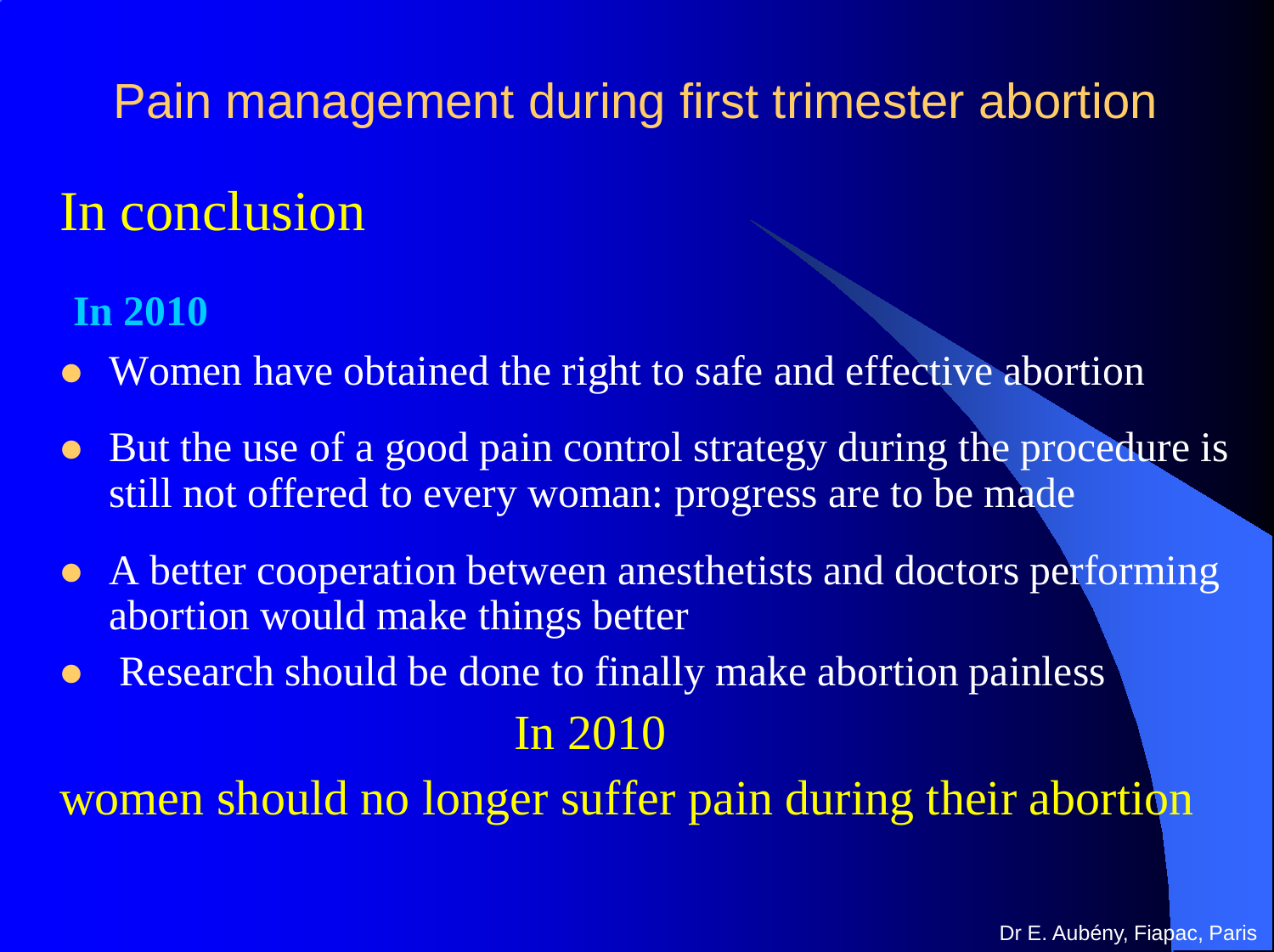# Pain management during first trimester abortion

## In conclusion

**In 2010**

- Women have obtained the right to safe and effective abortion
- But the use of a good pain control strategy during the procedure is still not offered to every woman: progress are to be made
- A better cooperation between anesthetists and doctors performing abortion would make things better
- Research should be done to finally make abortion painless

In 2010

women should no longer suffer pain during their abortion

Dr E. Aubény, Fiapac, Paris